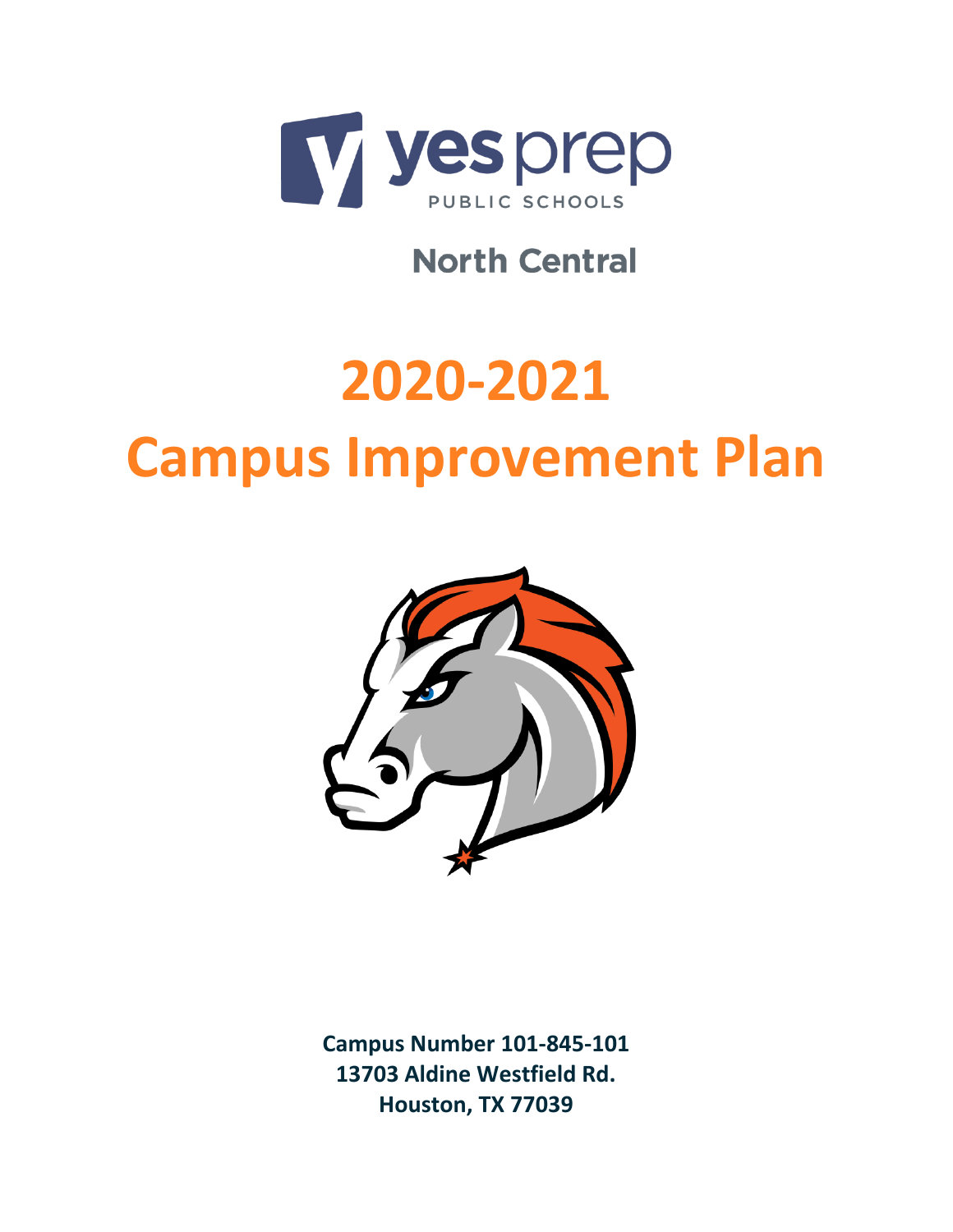yes prep
PUBLIC SCHOOLS

North Central

# 2020-2021
# Campus Improvement Plan

**Campus Number 101-845-101**
**13703 Aldine Westfield Rd.**
**Houston, TX 77039**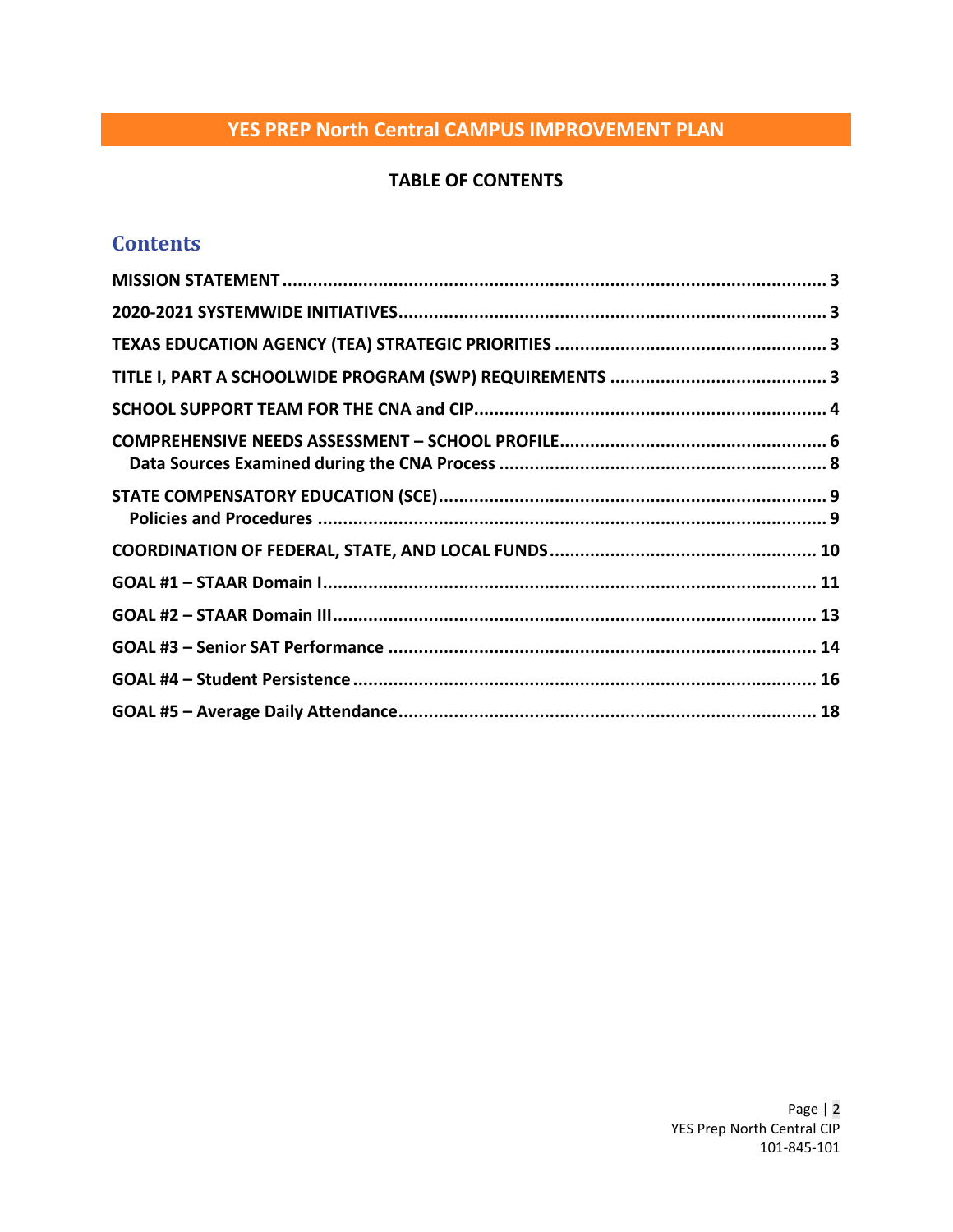# YES PREP North Central CAMPUS IMPROVEMENT PLAN

## TABLE OF CONTENTS

## Contents

**MISSION STATEMENT** ..... 3

**2020-2021 SYSTEMWIDE INITIATIVES** ..... 3

**TEXAS EDUCATION AGENCY (TEA) STRATEGIC PRIORITIES** ..... 3

**TITLE I, PART A SCHOOLWIDE PROGRAM (SWP) REQUIREMENTS** ..... 3

**SCHOOL SUPPORT TEAM FOR THE CNA and CIP** ..... 4

**COMPREHENSIVE NEEDS ASSESSMENT – SCHOOL PROFILE** ..... 6
- **Data Sources Examined during the CNA Process** ..... 8

**STATE COMPENSATORY EDUCATION (SCE)** ..... 9
- **Policies and Procedures** ..... 9

**COORDINATION OF FEDERAL, STATE, AND LOCAL FUNDS** ..... 10

**GOAL #1 – STAAR Domain I** ..... 11

**GOAL #2 – STAAR Domain III** ..... 13

**GOAL #3 – Senior SAT Performance** ..... 14

**GOAL #4 – Student Persistence** ..... 16

**GOAL #5 – Average Daily Attendance** ..... 18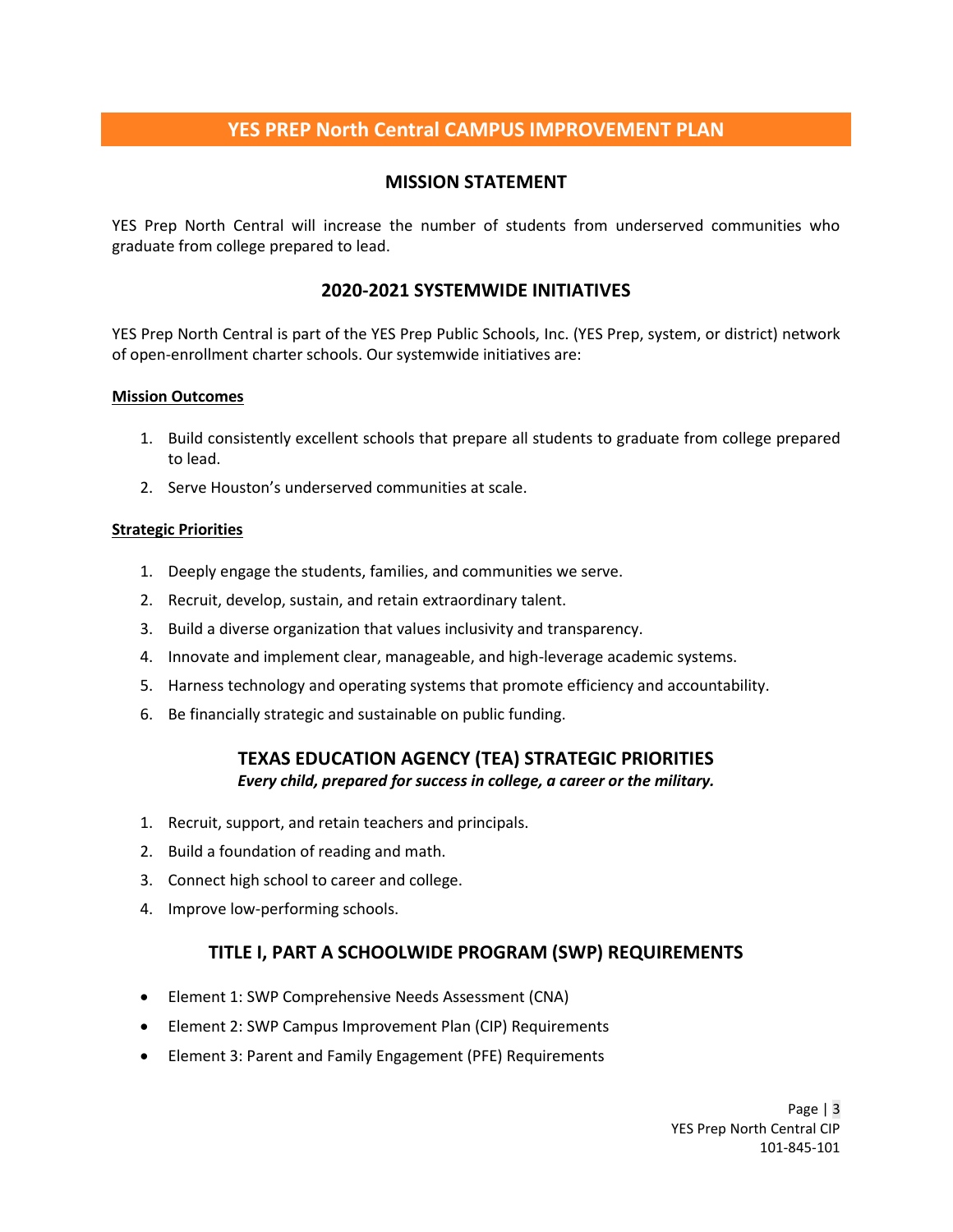# YES PREP North Central CAMPUS IMPROVEMENT PLAN

## MISSION STATEMENT

YES Prep North Central will increase the number of students from underserved communities who graduate from college prepared to lead.

## 2020-2021 SYSTEMWIDE INITIATIVES

YES Prep North Central is part of the YES Prep Public Schools, Inc. (YES Prep, system, or district) network of open-enrollment charter schools. Our systemwide initiatives are:

**Mission Outcomes**

1. Build consistently excellent schools that prepare all students to graduate from college prepared to lead.
2. Serve Houston's underserved communities at scale.

**Strategic Priorities**

1. Deeply engage the students, families, and communities we serve.
2. Recruit, develop, sustain, and retain extraordinary talent.
3. Build a diverse organization that values inclusivity and transparency.
4. Innovate and implement clear, manageable, and high-leverage academic systems.
5. Harness technology and operating systems that promote efficiency and accountability.
6. Be financially strategic and sustainable on public funding.

## TEXAS EDUCATION AGENCY (TEA) STRATEGIC PRIORITIES

***Every child, prepared for success in college, a career or the military.***

1. Recruit, support, and retain teachers and principals.
2. Build a foundation of reading and math.
3. Connect high school to career and college.
4. Improve low-performing schools.

## TITLE I, PART A SCHOOLWIDE PROGRAM (SWP) REQUIREMENTS

- Element 1: SWP Comprehensive Needs Assessment (CNA)
- Element 2: SWP Campus Improvement Plan (CIP) Requirements
- Element 3: Parent and Family Engagement (PFE) Requirements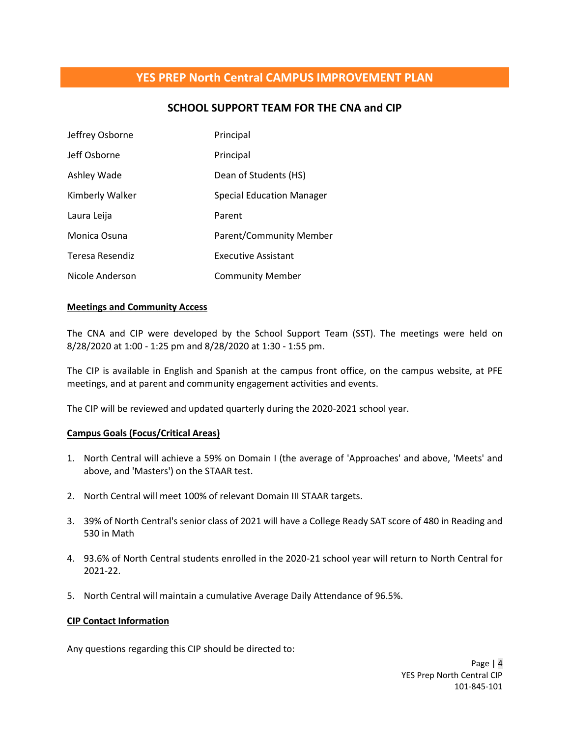# YES PREP North Central CAMPUS IMPROVEMENT PLAN

## SCHOOL SUPPORT TEAM FOR THE CNA and CIP

| | |
|---|---|
| Jeffrey Osborne | Principal |
| Jeff Osborne | Principal |
| Ashley Wade | Dean of Students (HS) |
| Kimberly Walker | Special Education Manager |
| Laura Leija | Parent |
| Monica Osuna | Parent/Community Member |
| Teresa Resendiz | Executive Assistant |
| Nicole Anderson | Community Member |

**Meetings and Community Access**

The CNA and CIP were developed by the School Support Team (SST). The meetings were held on 8/28/2020 at 1:00 - 1:25 pm and 8/28/2020 at 1:30 - 1:55 pm.

The CIP is available in English and Spanish at the campus front office, on the campus website, at PFE meetings, and at parent and community engagement activities and events.

The CIP will be reviewed and updated quarterly during the 2020-2021 school year.

**Campus Goals (Focus/Critical Areas)**

1. North Central will achieve a 59% on Domain I (the average of 'Approaches' and above, 'Meets' and above, and 'Masters') on the STAAR test.

2. North Central will meet 100% of relevant Domain III STAAR targets.

3. 39% of North Central's senior class of 2021 will have a College Ready SAT score of 480 in Reading and 530 in Math

4. 93.6% of North Central students enrolled in the 2020-21 school year will return to North Central for 2021-22.

5. North Central will maintain a cumulative Average Daily Attendance of 96.5%.

**CIP Contact Information**

Any questions regarding this CIP should be directed to: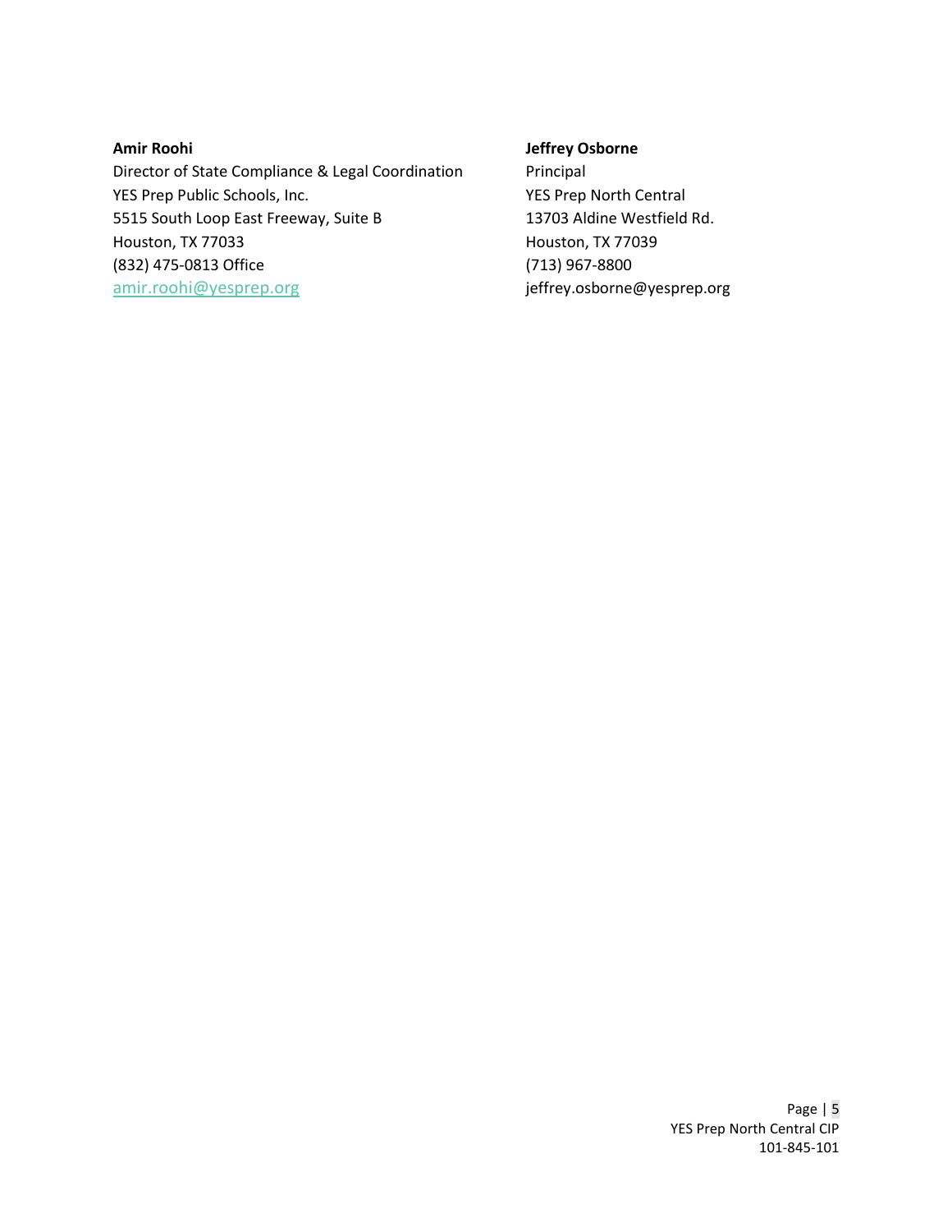**Amir Roohi**
Director of State Compliance & Legal Coordination
YES Prep Public Schools, Inc.
5515 South Loop East Freeway, Suite B
Houston, TX 77033
(832) 475-0813 Office
amir.roohi@yesprep.org

**Jeffrey Osborne**
Principal
YES Prep North Central
13703 Aldine Westfield Rd.
Houston, TX 77039
(713) 967-8800
jeffrey.osborne@yesprep.org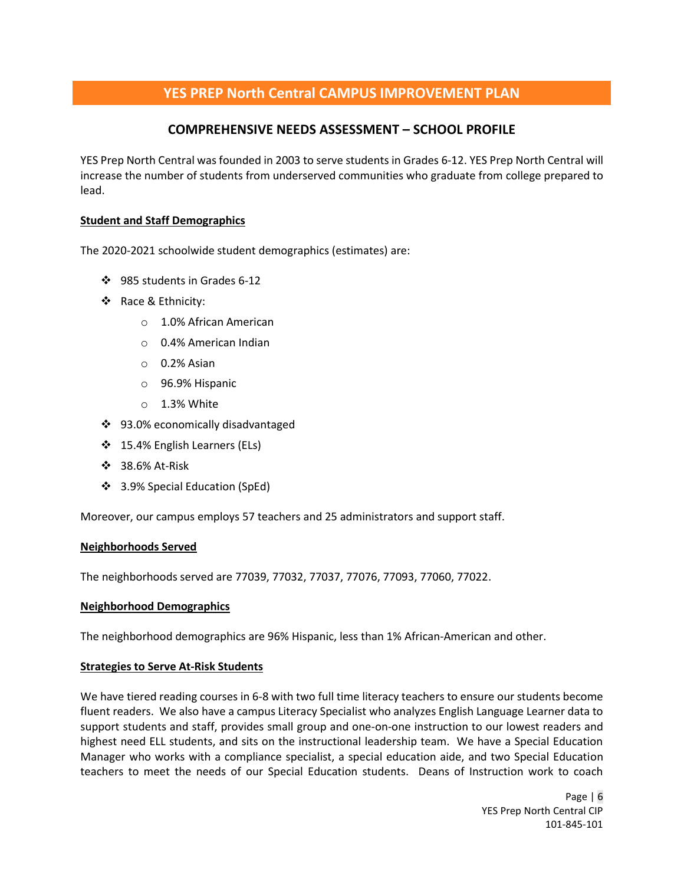# YES PREP North Central CAMPUS IMPROVEMENT PLAN

## COMPREHENSIVE NEEDS ASSESSMENT – SCHOOL PROFILE

YES Prep North Central was founded in 2003 to serve students in Grades 6-12. YES Prep North Central will increase the number of students from underserved communities who graduate from college prepared to lead.

**Student and Staff Demographics**

The 2020-2021 schoolwide student demographics (estimates) are:

- 985 students in Grades 6-12
- Race & Ethnicity:
  - 1.0% African American
  - 0.4% American Indian
  - 0.2% Asian
  - 96.9% Hispanic
  - 1.3% White
- 93.0% economically disadvantaged
- 15.4% English Learners (ELs)
- 38.6% At-Risk
- 3.9% Special Education (SpEd)

Moreover, our campus employs 57 teachers and 25 administrators and support staff.

**Neighborhoods Served**

The neighborhoods served are 77039, 77032, 77037, 77076, 77093, 77060, 77022.

**Neighborhood Demographics**

The neighborhood demographics are 96% Hispanic, less than 1% African-American and other.

**Strategies to Serve At-Risk Students**

We have tiered reading courses in 6-8 with two full time literacy teachers to ensure our students become fluent readers. We also have a campus Literacy Specialist who analyzes English Language Learner data to support students and staff, provides small group and one-on-one instruction to our lowest readers and highest need ELL students, and sits on the instructional leadership team. We have a Special Education Manager who works with a compliance specialist, a special education aide, and two Special Education teachers to meet the needs of our Special Education students. Deans of Instruction work to coach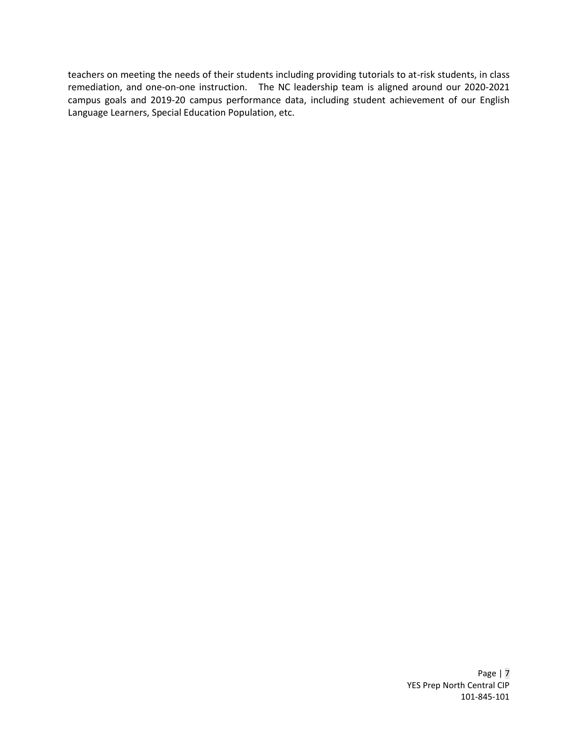teachers on meeting the needs of their students including providing tutorials to at-risk students, in class remediation, and one-on-one instruction. The NC leadership team is aligned around our 2020-2021 campus goals and 2019-20 campus performance data, including student achievement of our English Language Learners, Special Education Population, etc.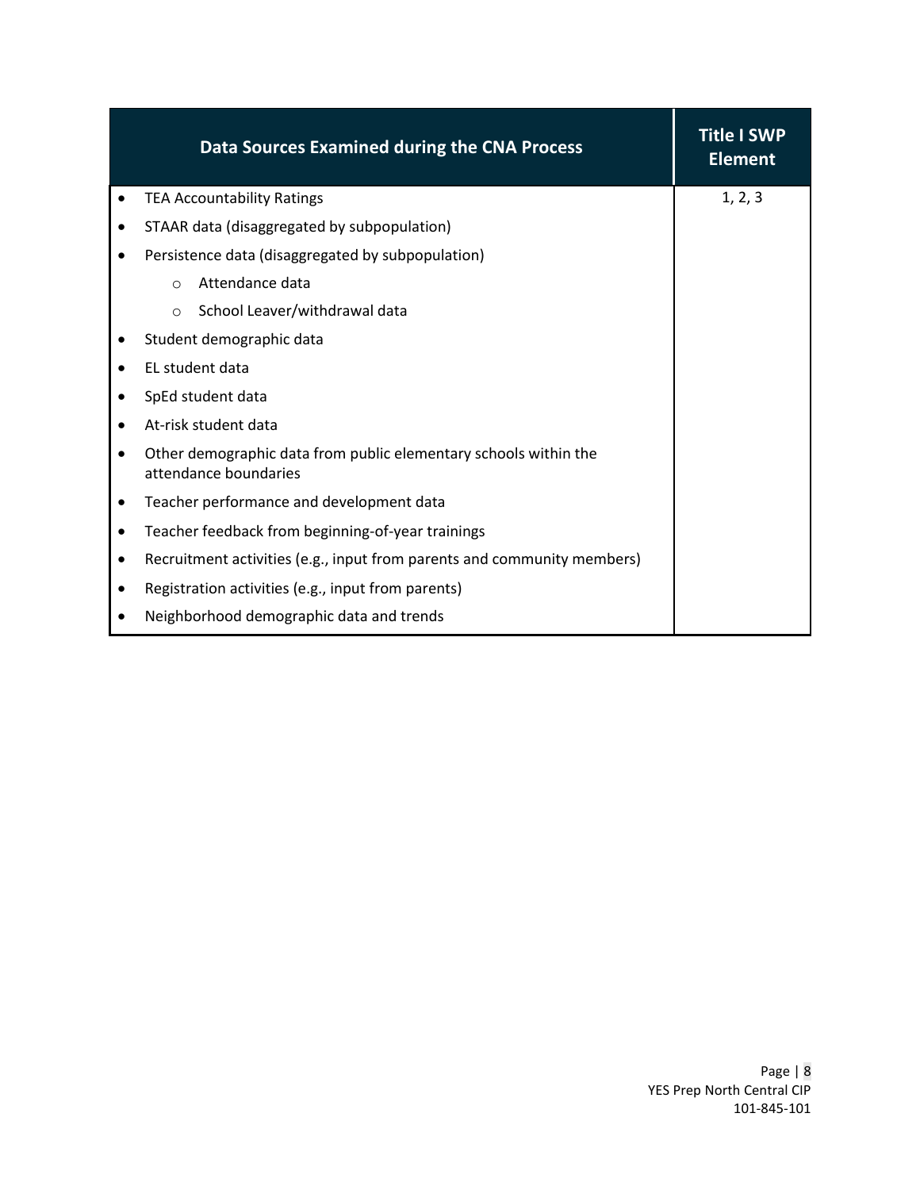| Data Sources Examined during the CNA Process | Title I SWP Element |
|---|---|
| • TEA Accountability Ratings<br>• STAAR data (disaggregated by subpopulation)<br>• Persistence data (disaggregated by subpopulation)<br>&nbsp;&nbsp;&nbsp;&nbsp;○ Attendance data<br>&nbsp;&nbsp;&nbsp;&nbsp;○ School Leaver/withdrawal data<br>• Student demographic data<br>• EL student data<br>• SpEd student data<br>• At-risk student data<br>• Other demographic data from public elementary schools within the attendance boundaries<br>• Teacher performance and development data<br>• Teacher feedback from beginning-of-year trainings<br>• Recruitment activities (e.g., input from parents and community members)<br>• Registration activities (e.g., input from parents)<br>• Neighborhood demographic data and trends | 1, 2, 3 |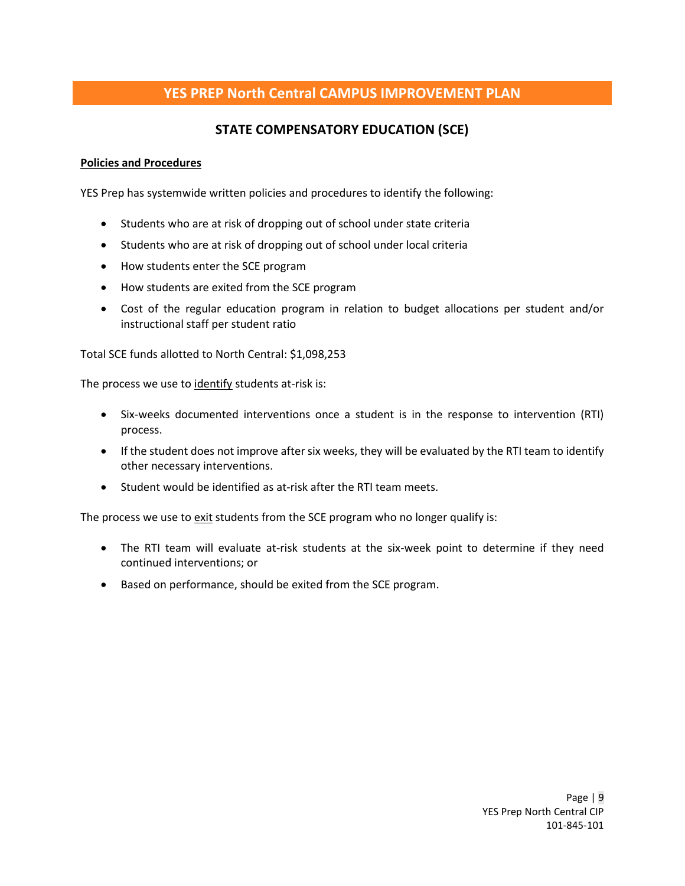# YES PREP North Central CAMPUS IMPROVEMENT PLAN

## STATE COMPENSATORY EDUCATION (SCE)

**Policies and Procedures**

YES Prep has systemwide written policies and procedures to identify the following:

- Students who are at risk of dropping out of school under state criteria
- Students who are at risk of dropping out of school under local criteria
- How students enter the SCE program
- How students are exited from the SCE program
- Cost of the regular education program in relation to budget allocations per student and/or instructional staff per student ratio

Total SCE funds allotted to North Central: $1,098,253

The process we use to identify students at-risk is:

- Six-weeks documented interventions once a student is in the response to intervention (RTI) process.
- If the student does not improve after six weeks, they will be evaluated by the RTI team to identify other necessary interventions.
- Student would be identified as at-risk after the RTI team meets.

The process we use to exit students from the SCE program who no longer qualify is:

- The RTI team will evaluate at-risk students at the six-week point to determine if they need continued interventions; or
- Based on performance, should be exited from the SCE program.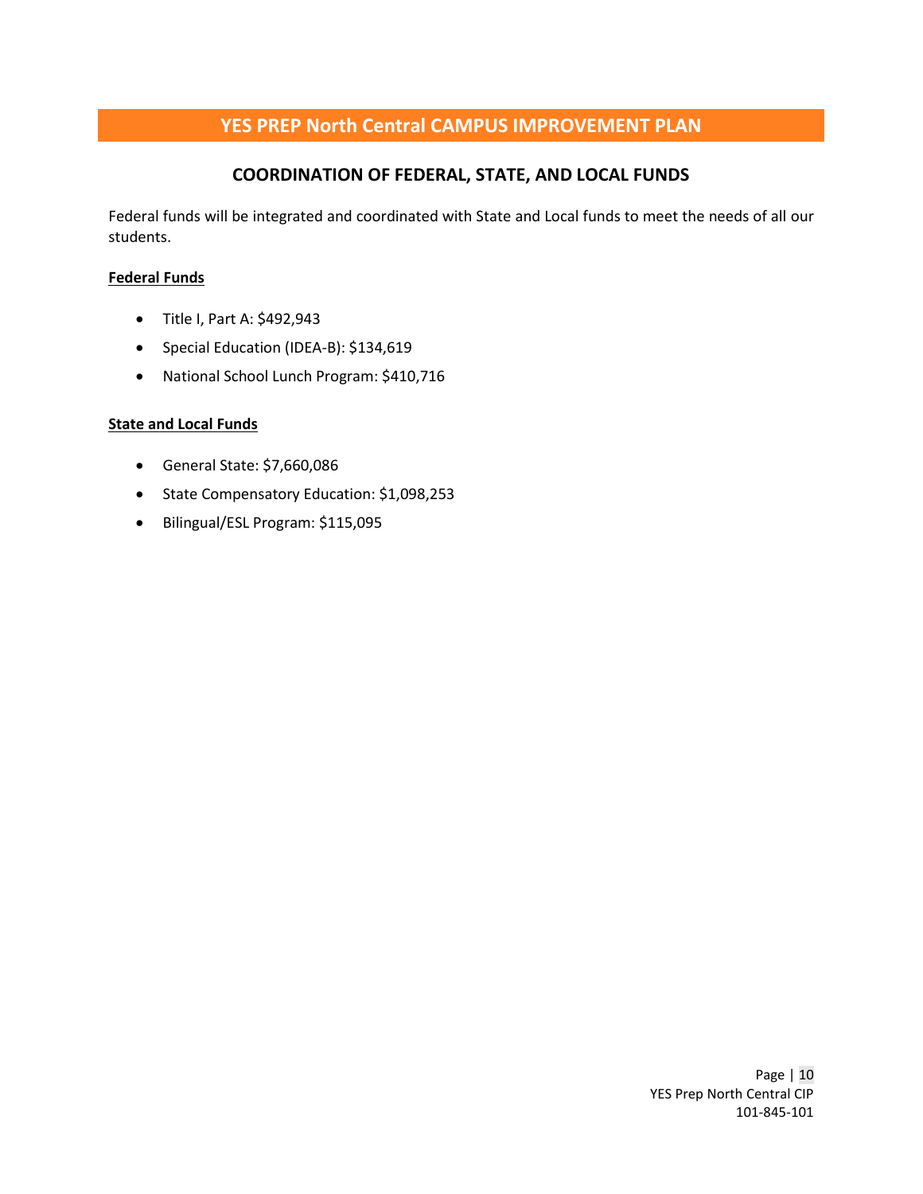# YES PREP North Central CAMPUS IMPROVEMENT PLAN

## COORDINATION OF FEDERAL, STATE, AND LOCAL FUNDS

Federal funds will be integrated and coordinated with State and Local funds to meet the needs of all our students.

**Federal Funds**

- Title I, Part A: $492,943
- Special Education (IDEA-B): $134,619
- National School Lunch Program: $410,716

**State and Local Funds**

- General State: $7,660,086
- State Compensatory Education: $1,098,253
- Bilingual/ESL Program: $115,095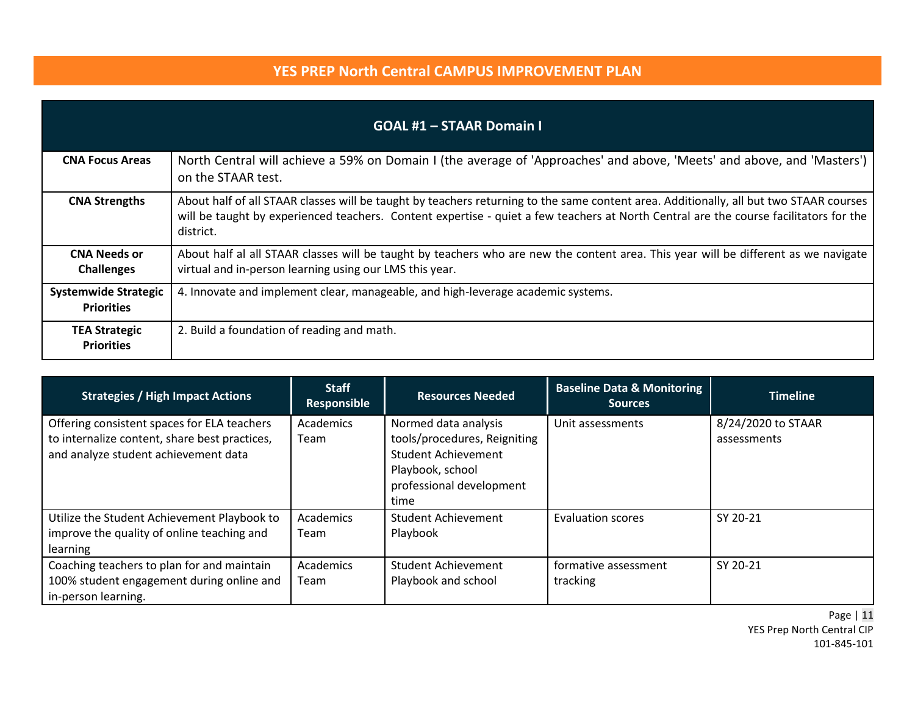# YES PREP North Central CAMPUS IMPROVEMENT PLAN

| GOAL #1 – STAAR Domain I | |
|---|---|
| **CNA Focus Areas** | North Central will achieve a 59% on Domain I (the average of 'Approaches' and above, 'Meets' and above, and 'Masters') on the STAAR test. |
| **CNA Strengths** | About half of all STAAR classes will be taught by teachers returning to the same content area. Additionally, all but two STAAR courses will be taught by experienced teachers. Content expertise - quiet a few teachers at North Central are the course facilitators for the district. |
| **CNA Needs or Challenges** | About half al all STAAR classes will be taught by teachers who are new the content area. This year will be different as we navigate virtual and in-person learning using our LMS this year. |
| **Systemwide Strategic Priorities** | 4. Innovate and implement clear, manageable, and high-leverage academic systems. |
| **TEA Strategic Priorities** | 2. Build a foundation of reading and math. |

| Strategies / High Impact Actions | Staff Responsible | Resources Needed | Baseline Data & Monitoring Sources | Timeline |
|---|---|---|---|---|
| Offering consistent spaces for ELA teachers to internalize content, share best practices, and analyze student achievement data | Academics Team | Normed data analysis tools/procedures, Reigniting Student Achievement Playbook, school professional development time | Unit assessments | 8/24/2020 to STAAR assessments |
| Utilize the Student Achievement Playbook to improve the quality of online teaching and learning | Academics Team | Student Achievement Playbook | Evaluation scores | SY 20-21 |
| Coaching teachers to plan for and maintain 100% student engagement during online and in-person learning. | Academics Team | Student Achievement Playbook and school | formative assessment tracking | SY 20-21 |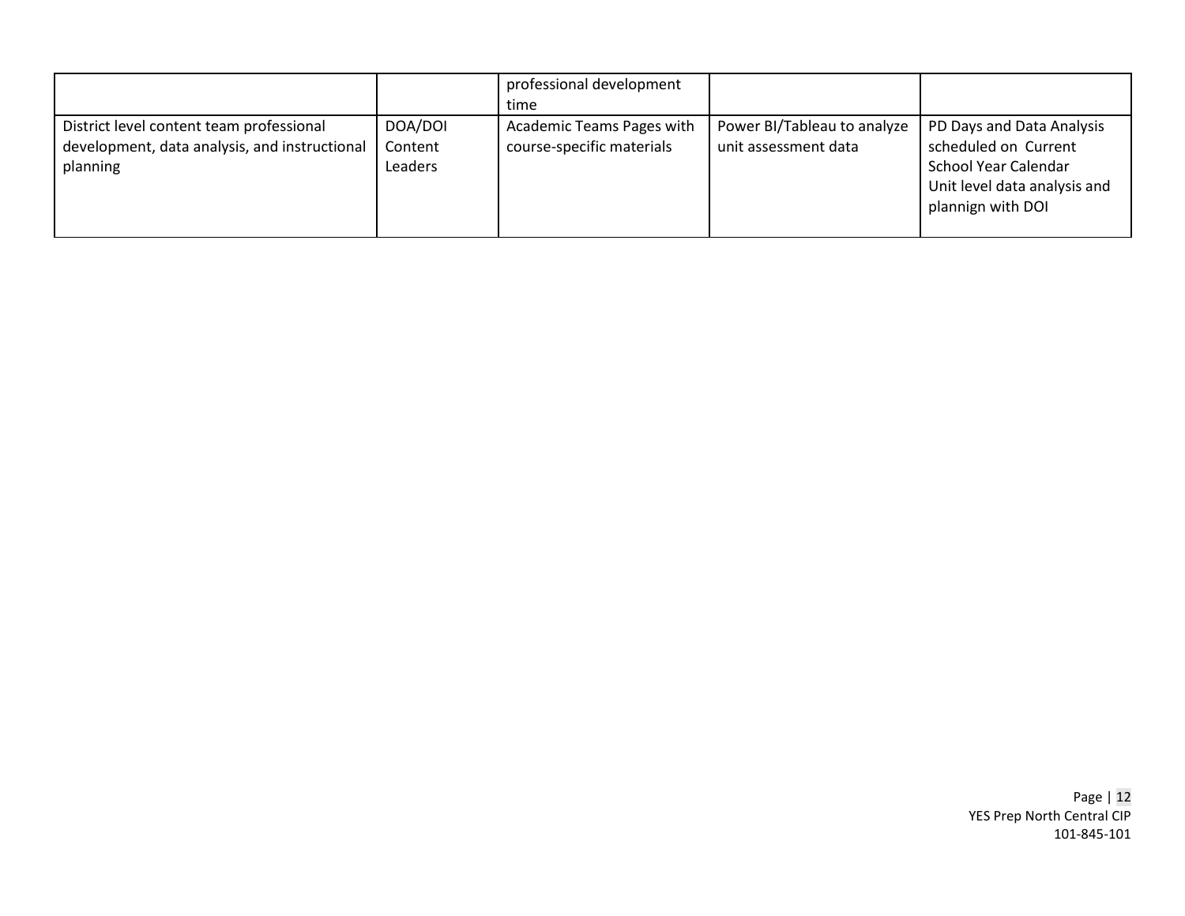| | | | | |
|---|---|---|---|---|
| | | professional development time | | |
| District level content team professional development, data analysis, and instructional planning | DOA/DOI Content Leaders | Academic Teams Pages with course-specific materials | Power BI/Tableau to analyze unit assessment data | PD Days and Data Analysis scheduled on Current School Year Calendar<br>Unit level data analysis and plannign with DOI |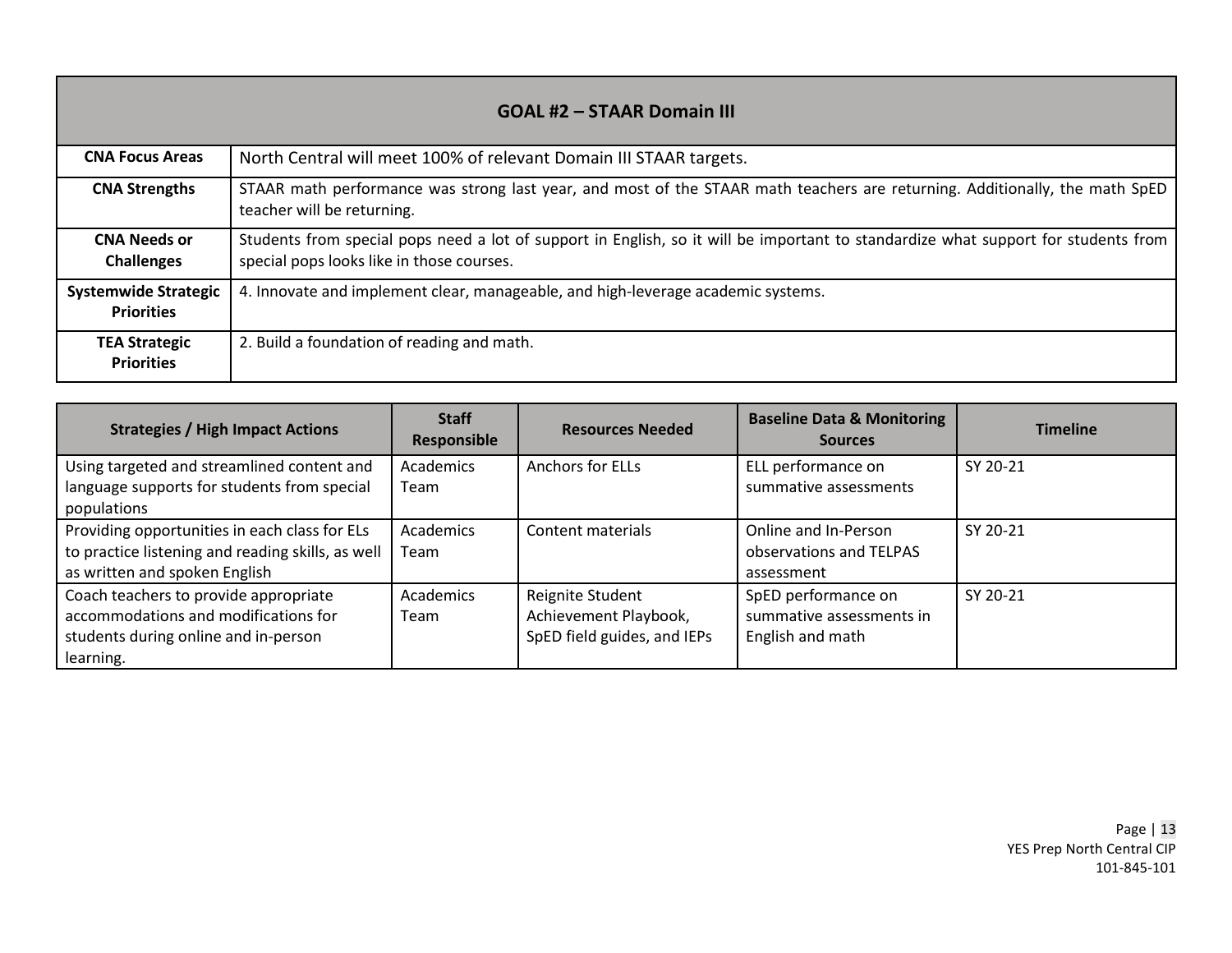## GOAL #2 – STAAR Domain III

| | |
|---|---|
| **CNA Focus Areas** | North Central will meet 100% of relevant Domain III STAAR targets. |
| **CNA Strengths** | STAAR math performance was strong last year, and most of the STAAR math teachers are returning. Additionally, the math SpED teacher will be returning. |
| **CNA Needs or Challenges** | Students from special pops need a lot of support in English, so it will be important to standardize what support for students from special pops looks like in those courses. |
| **Systemwide Strategic Priorities** | 4. Innovate and implement clear, manageable, and high-leverage academic systems. |
| **TEA Strategic Priorities** | 2. Build a foundation of reading and math. |

| Strategies / High Impact Actions | Staff Responsible | Resources Needed | Baseline Data & Monitoring Sources | Timeline |
|---|---|---|---|---|
| Using targeted and streamlined content and language supports for students from special populations | Academics Team | Anchors for ELLs | ELL performance on summative assessments | SY 20-21 |
| Providing opportunities in each class for ELs to practice listening and reading skills, as well as written and spoken English | Academics Team | Content materials | Online and In-Person observations and TELPAS assessment | SY 20-21 |
| Coach teachers to provide appropriate accommodations and modifications for students during online and in-person learning. | Academics Team | Reignite Student Achievement Playbook, SpED field guides, and IEPs | SpED performance on summative assessments in English and math | SY 20-21 |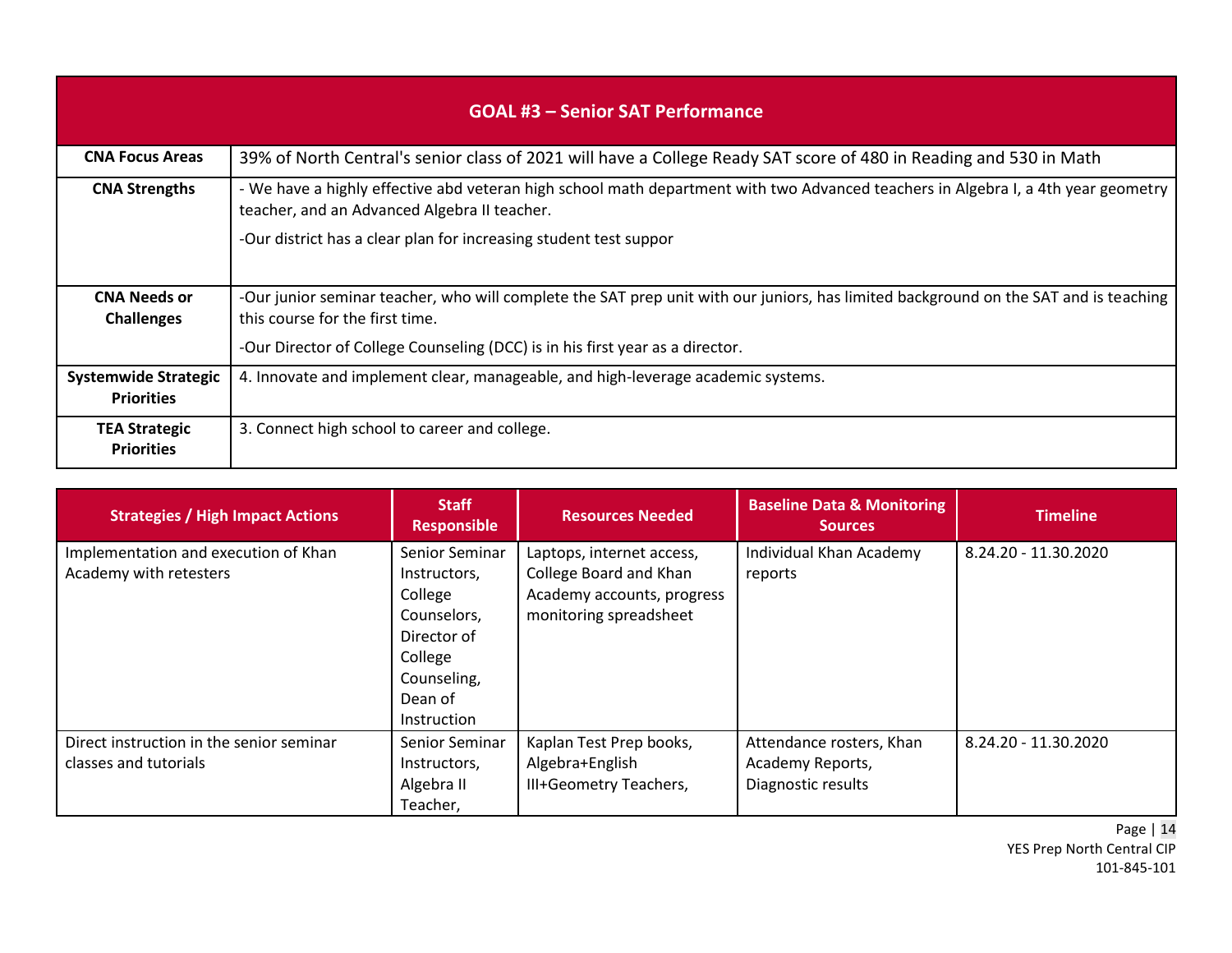| GOAL #3 – Senior SAT Performance | |
|---|---|
| **CNA Focus Areas** | 39% of North Central's senior class of 2021 will have a College Ready SAT score of 480 in Reading and 530 in Math |
| **CNA Strengths** | - We have a highly effective abd veteran high school math department with two Advanced teachers in Algebra I, a 4th year geometry teacher, and an Advanced Algebra II teacher.<br>-Our district has a clear plan for increasing student test suppor |
| **CNA Needs or Challenges** | -Our junior seminar teacher, who will complete the SAT prep unit with our juniors, has limited background on the SAT and is teaching this course for the first time.<br>-Our Director of College Counseling (DCC) is in his first year as a director. |
| **Systemwide Strategic Priorities** | 4. Innovate and implement clear, manageable, and high-leverage academic systems. |
| **TEA Strategic Priorities** | 3. Connect high school to career and college. |

| Strategies / High Impact Actions | Staff Responsible | Resources Needed | Baseline Data & Monitoring Sources | Timeline |
|---|---|---|---|---|
| Implementation and execution of Khan Academy with retesters | Senior Seminar Instructors, College Counselors, Director of College Counseling, Dean of Instruction | Laptops, internet access, College Board and Khan Academy accounts, progress monitoring spreadsheet | Individual Khan Academy reports | 8.24.20 - 11.30.2020 |
| Direct instruction in the senior seminar classes and tutorials | Senior Seminar Instructors, Algebra II Teacher, | Kaplan Test Prep books, Algebra+English III+Geometry Teachers, | Attendance rosters, Khan Academy Reports, Diagnostic results | 8.24.20 - 11.30.2020 |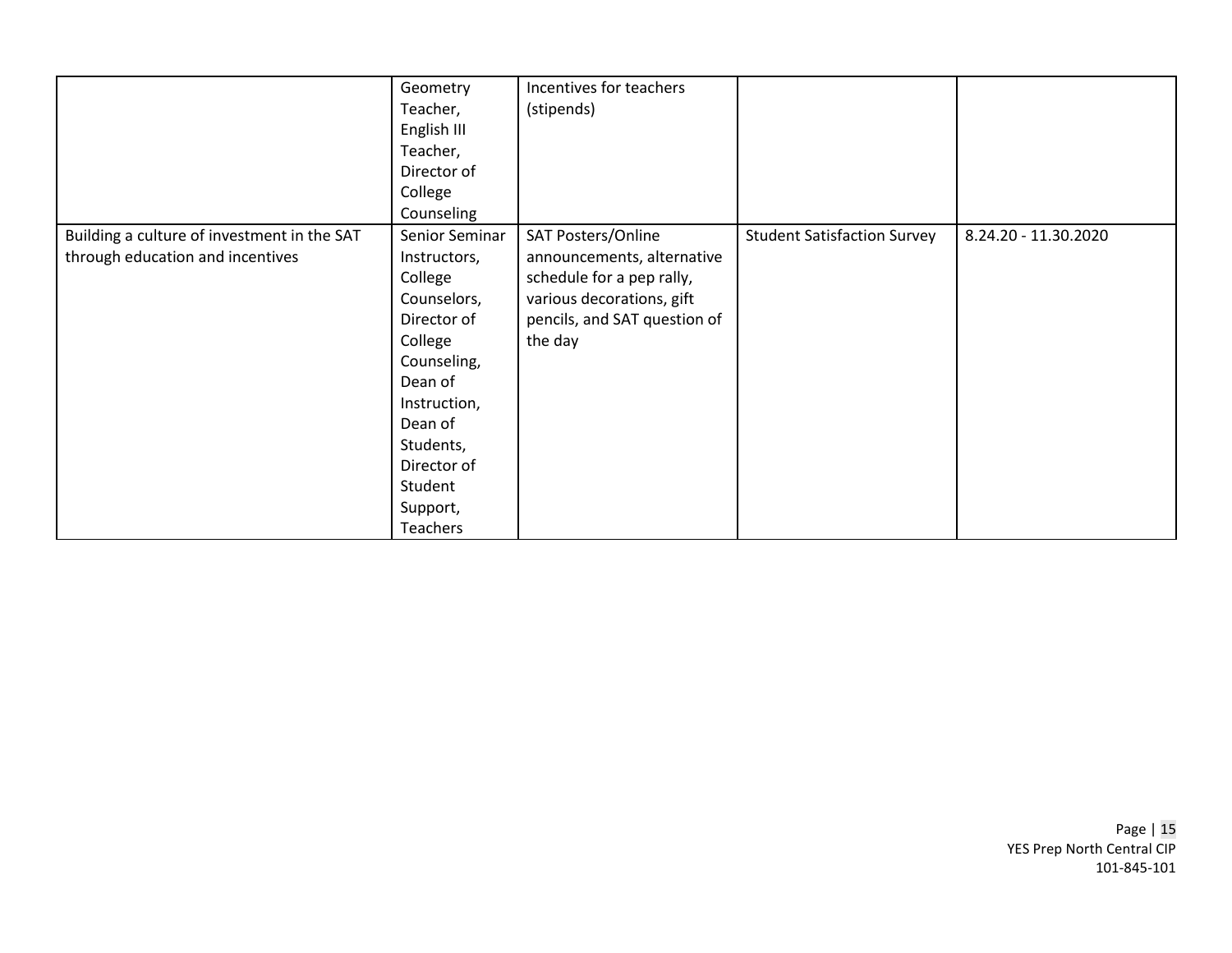| | | | | |
|---|---|---|---|---|
| | Geometry Teacher, English III Teacher, Director of College Counseling | Incentives for teachers (stipends) | | |
| Building a culture of investment in the SAT through education and incentives | Senior Seminar Instructors, College Counselors, Director of College Counseling, Dean of Instruction, Dean of Students, Director of Student Support, Teachers | SAT Posters/Online announcements, alternative schedule for a pep rally, various decorations, gift pencils, and SAT question of the day | Student Satisfaction Survey | 8.24.20 - 11.30.2020 |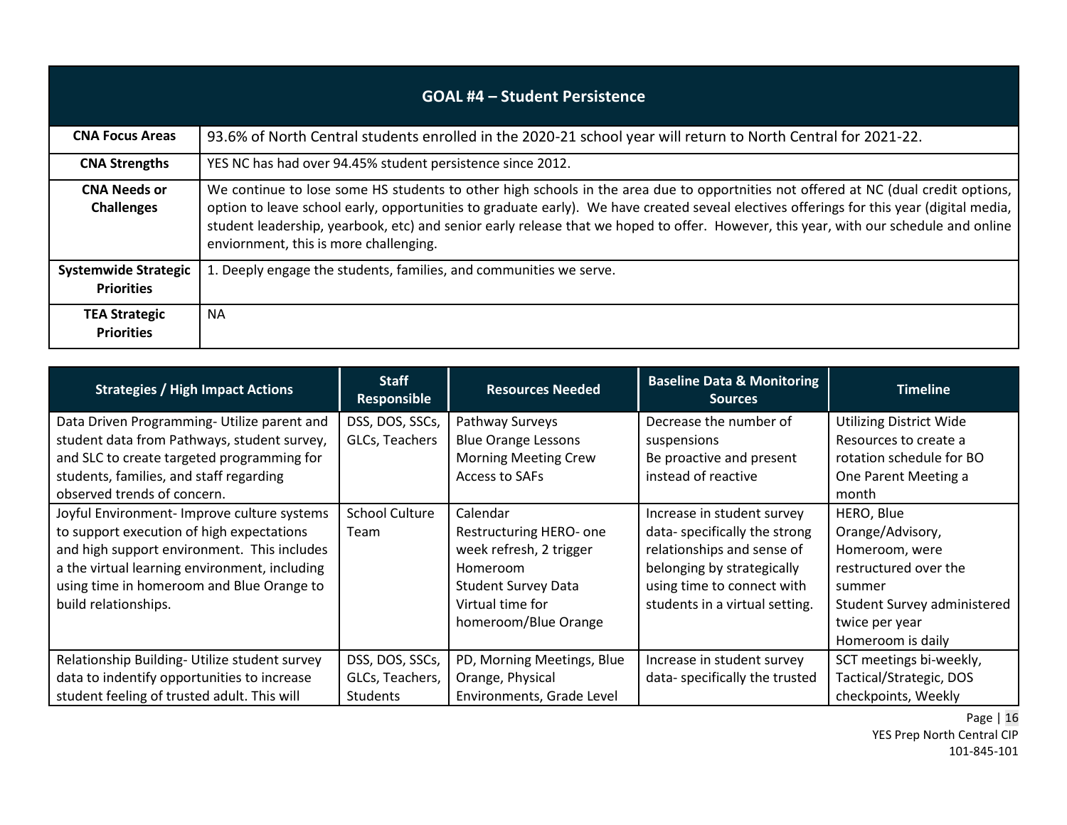| GOAL #4 – Student Persistence | |
|---|---|
| **CNA Focus Areas** | 93.6% of North Central students enrolled in the 2020-21 school year will return to North Central for 2021-22. |
| **CNA Strengths** | YES NC has had over 94.45% student persistence since 2012. |
| **CNA Needs or Challenges** | We continue to lose some HS students to other high schools in the area due to opportnities not offered at NC (dual credit options, option to leave school early, opportunities to graduate early). We have created seveal electives offerings for this year (digital media, student leadership, yearbook, etc) and senior early release that we hoped to offer. However, this year, with our schedule and online enviornment, this is more challenging. |
| **Systemwide Strategic Priorities** | 1. Deeply engage the students, families, and communities we serve. |
| **TEA Strategic Priorities** | NA |

| Strategies / High Impact Actions | Staff Responsible | Resources Needed | Baseline Data & Monitoring Sources | Timeline |
|---|---|---|---|---|
| Data Driven Programming- Utilize parent and student data from Pathways, student survey, and SLC to create targeted programming for students, families, and staff regarding observed trends of concern. | DSS, DOS, SSCs, GLCs, Teachers | Pathway Surveys<br>Blue Orange Lessons<br>Morning Meeting Crew<br>Access to SAFs | Decrease the number of suspensions<br>Be proactive and present instead of reactive | Utilizing District Wide Resources to create a rotation schedule for BO<br>One Parent Meeting a month |
| Joyful Environment- Improve culture systems to support execution of high expectations and high support environment. This includes a the virtual learning environment, including using time in homeroom and Blue Orange to build relationships. | School Culture Team | Calendar<br>Restructuring HERO- one week refresh, 2 trigger<br>Homeroom<br>Student Survey Data<br>Virtual time for homeroom/Blue Orange | Increase in student survey data- specifically the strong relationships and sense of belonging by strategically using time to connect with students in a virtual setting. | HERO, Blue Orange/Advisory, Homeroom, were restructured over the summer<br>Student Survey administered twice per year<br>Homeroom is daily |
| Relationship Building- Utilize student survey data to indentify opportunities to increase student feeling of trusted adult. This will | DSS, DOS, SSCs, GLCs, Teachers, Students | PD, Morning Meetings, Blue Orange, Physical Environments, Grade Level | Increase in student survey data- specifically the trusted | SCT meetings bi-weekly, Tactical/Strategic, DOS checkpoints, Weekly |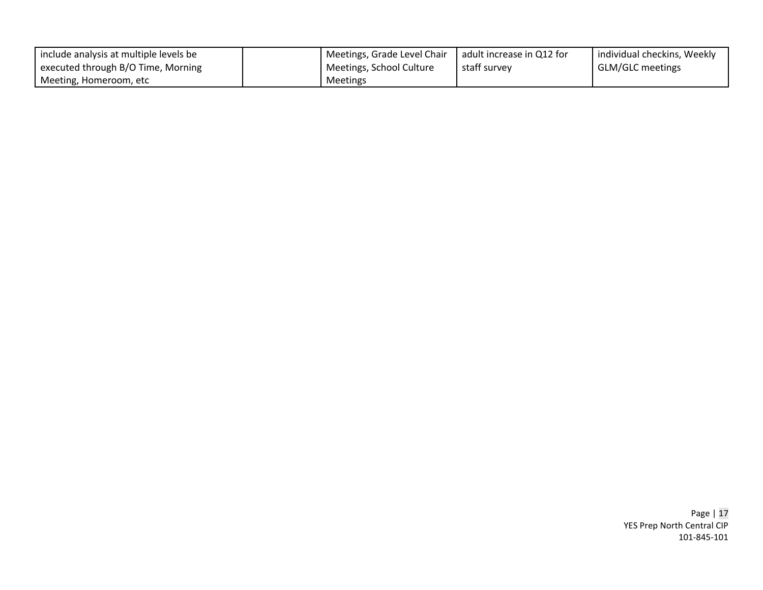| | | | | |
|---|---|---|---|---|
| include analysis at multiple levels be executed through B/O Time, Morning Meeting, Homeroom, etc | | Meetings, Grade Level Chair Meetings, School Culture Meetings | adult increase in Q12 for staff survey | individual checkins, Weekly GLM/GLC meetings |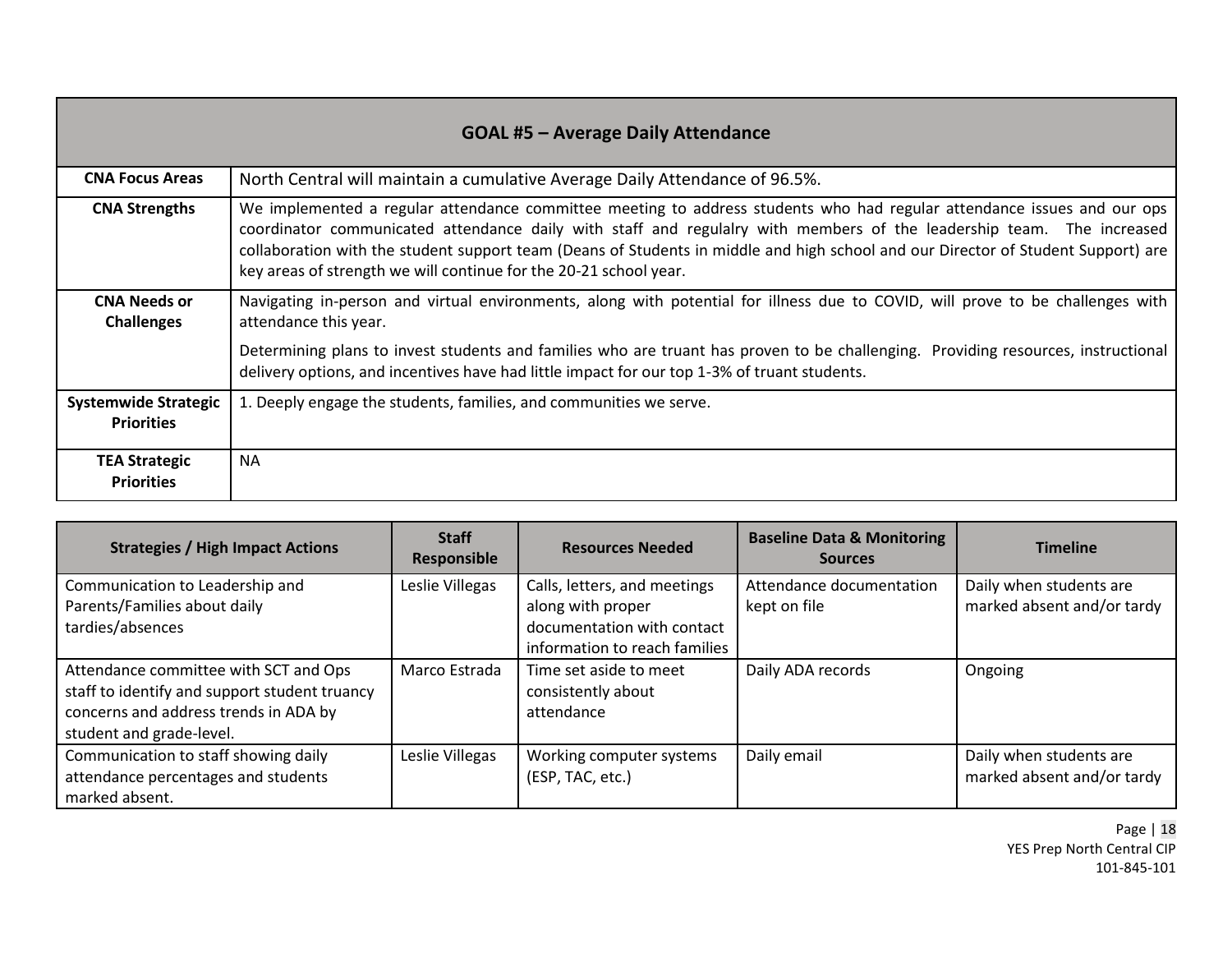| GOAL #5 – Average Daily Attendance | |
|---|---|
| **CNA Focus Areas** | North Central will maintain a cumulative Average Daily Attendance of 96.5%. |
| **CNA Strengths** | We implemented a regular attendance committee meeting to address students who had regular attendance issues and our ops coordinator communicated attendance daily with staff and regulalry with members of the leadership team. The increased collaboration with the student support team (Deans of Students in middle and high school and our Director of Student Support) are key areas of strength we will continue for the 20-21 school year. |
| **CNA Needs or Challenges** | Navigating in-person and virtual environments, along with potential for illness due to COVID, will prove to be challenges with attendance this year.<br><br>Determining plans to invest students and families who are truant has proven to be challenging. Providing resources, instructional delivery options, and incentives have had little impact for our top 1-3% of truant students. |
| **Systemwide Strategic Priorities** | 1. Deeply engage the students, families, and communities we serve. |
| **TEA Strategic Priorities** | NA |

| Strategies / High Impact Actions | Staff Responsible | Resources Needed | Baseline Data & Monitoring Sources | Timeline |
|---|---|---|---|---|
| Communication to Leadership and Parents/Families about daily tardies/absences | Leslie Villegas | Calls, letters, and meetings along with proper documentation with contact information to reach families | Attendance documentation kept on file | Daily when students are marked absent and/or tardy |
| Attendance committee with SCT and Ops staff to identify and support student truancy concerns and address trends in ADA by student and grade-level. | Marco Estrada | Time set aside to meet consistently about attendance | Daily ADA records | Ongoing |
| Communication to staff showing daily attendance percentages and students marked absent. | Leslie Villegas | Working computer systems (ESP, TAC, etc.) | Daily email | Daily when students are marked absent and/or tardy |